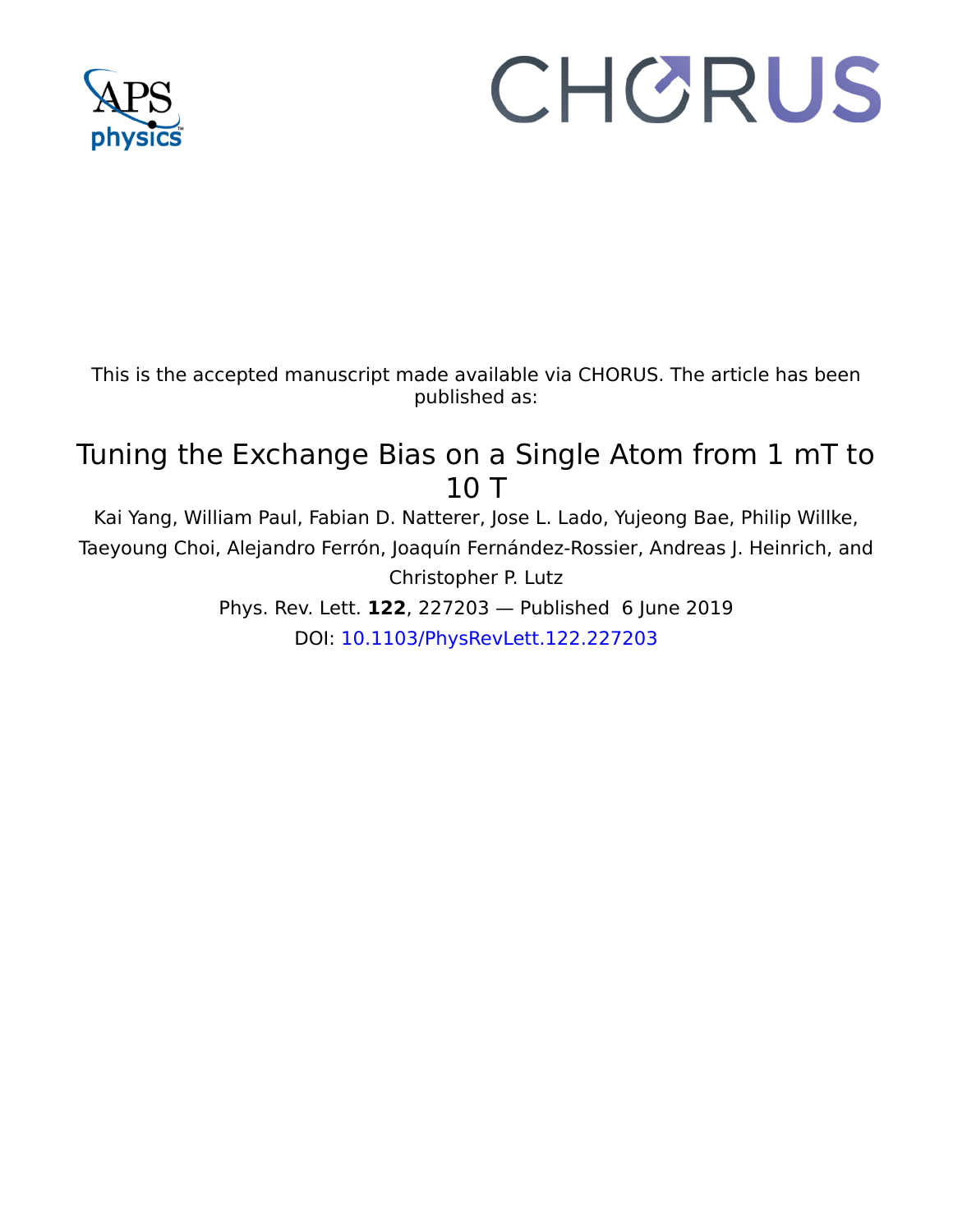This is the accepted manuscript made available via CHORUS. The article has been published as:

# Tuning the Exchange Bias on a Single Atom from 1 mT to 10 T

Kai Yang, William Paul, Fabian D. Natterer, Jose L. Lado, Yujeong Bae, Philip Willke, Taeyoung Choi, Alejandro Ferrón, Joaquín Fernández-Rossier, Andreas J. Heinrich, and Christopher P. Lutz

Phys. Rev. Lett. **122**, 227203 — Published 6 June 2019

DOI: 10.1103/PhysRevLett.122.227203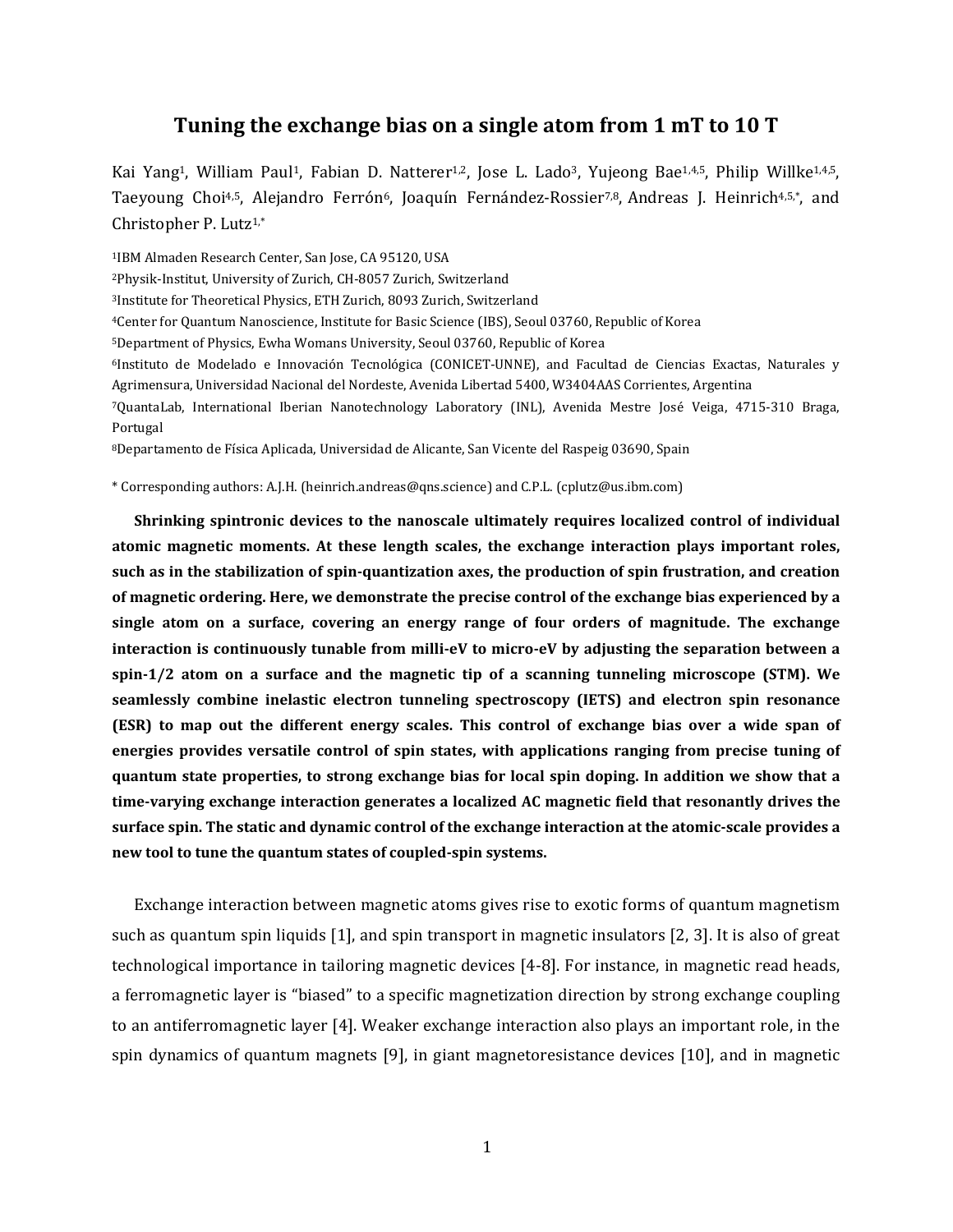# Tuning the exchange bias on a single atom from 1 mT to 10 T

Kai Yang[1], William Paul[1], Fabian D. Natterer[1,2], Jose L. Lado[3], Yujeong Bae[1,4,5], Philip Willke[1,4,5], Taeyoung Choi[4,5], Alejandro Ferrón[6], Joaquín Fernández-Rossier[7,8], Andreas J. Heinrich[4,5,*], and Christopher P. Lutz[1,*]

[1]IBM Almaden Research Center, San Jose, CA 95120, USA

[2]Physik-Institut, University of Zurich, CH-8057 Zurich, Switzerland

[3]Institute for Theoretical Physics, ETH Zurich, 8093 Zurich, Switzerland

[4]Center for Quantum Nanoscience, Institute for Basic Science (IBS), Seoul 03760, Republic of Korea

[5]Department of Physics, Ewha Womans University, Seoul 03760, Republic of Korea

[6]Instituto de Modelado e Innovación Tecnológica (CONICET-UNNE), and Facultad de Ciencias Exactas, Naturales y Agrimensura, Universidad Nacional del Nordeste, Avenida Libertad 5400, W3404AAS Corrientes, Argentina

[7]QuantaLab, International Iberian Nanotechnology Laboratory (INL), Avenida Mestre José Veiga, 4715-310 Braga, Portugal

[8]Departamento de Física Aplicada, Universidad de Alicante, San Vicente del Raspeig 03690, Spain

\* Corresponding authors: A.J.H. (heinrich.andreas@qns.science) and C.P.L. (cplutz@us.ibm.com)

**Shrinking spintronic devices to the nanoscale ultimately requires localized control of individual atomic magnetic moments. At these length scales, the exchange interaction plays important roles, such as in the stabilization of spin-quantization axes, the production of spin frustration, and creation of magnetic ordering. Here, we demonstrate the precise control of the exchange bias experienced by a single atom on a surface, covering an energy range of four orders of magnitude. The exchange interaction is continuously tunable from milli-eV to micro-eV by adjusting the separation between a spin-1/2 atom on a surface and the magnetic tip of a scanning tunneling microscope (STM). We seamlessly combine inelastic electron tunneling spectroscopy (IETS) and electron spin resonance (ESR) to map out the different energy scales. This control of exchange bias over a wide span of energies provides versatile control of spin states, with applications ranging from precise tuning of quantum state properties, to strong exchange bias for local spin doping. In addition we show that a time-varying exchange interaction generates a localized AC magnetic field that resonantly drives the surface spin. The static and dynamic control of the exchange interaction at the atomic-scale provides a new tool to tune the quantum states of coupled-spin systems.**

Exchange interaction between magnetic atoms gives rise to exotic forms of quantum magnetism such as quantum spin liquids [1], and spin transport in magnetic insulators [2, 3]. It is also of great technological importance in tailoring magnetic devices [4-8]. For instance, in magnetic read heads, a ferromagnetic layer is "biased" to a specific magnetization direction by strong exchange coupling to an antiferromagnetic layer [4]. Weaker exchange interaction also plays an important role, in the spin dynamics of quantum magnets [9], in giant magnetoresistance devices [10], and in magnetic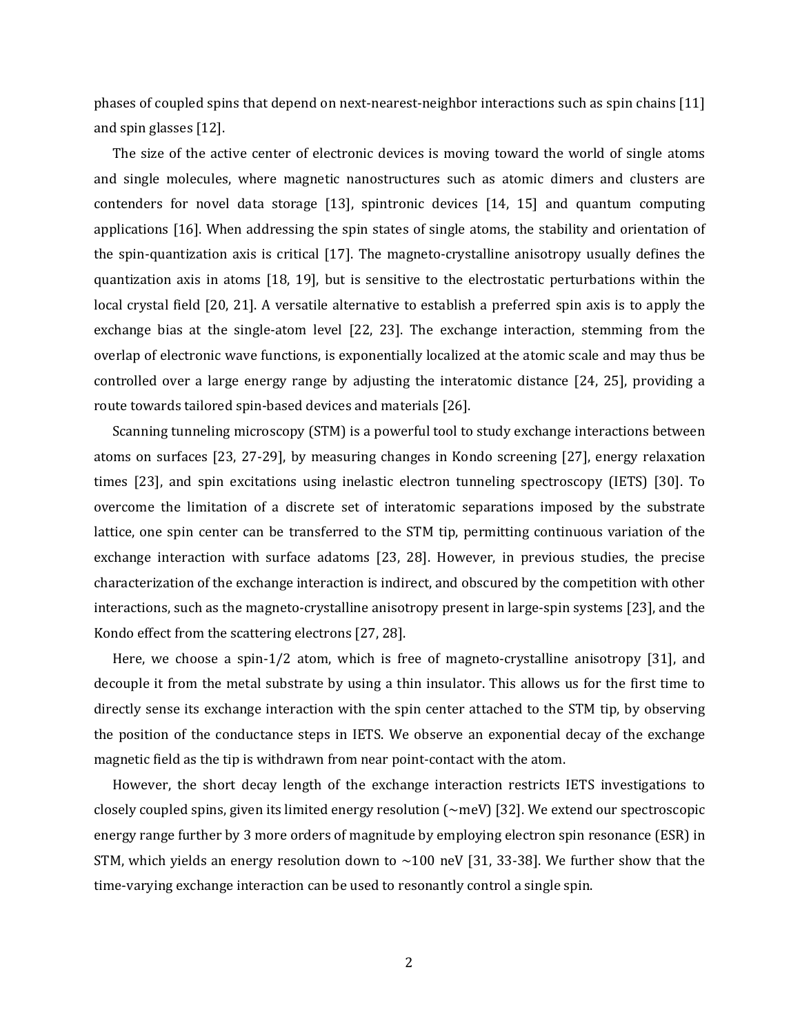phases of coupled spins that depend on next-nearest-neighbor interactions such as spin chains [11] and spin glasses [12].

The size of the active center of electronic devices is moving toward the world of single atoms and single molecules, where magnetic nanostructures such as atomic dimers and clusters are contenders for novel data storage [13], spintronic devices [14, 15] and quantum computing applications [16]. When addressing the spin states of single atoms, the stability and orientation of the spin-quantization axis is critical [17]. The magneto-crystalline anisotropy usually defines the quantization axis in atoms [18, 19], but is sensitive to the electrostatic perturbations within the local crystal field [20, 21]. A versatile alternative to establish a preferred spin axis is to apply the exchange bias at the single-atom level [22, 23]. The exchange interaction, stemming from the overlap of electronic wave functions, is exponentially localized at the atomic scale and may thus be controlled over a large energy range by adjusting the interatomic distance [24, 25], providing a route towards tailored spin-based devices and materials [26].

Scanning tunneling microscopy (STM) is a powerful tool to study exchange interactions between atoms on surfaces [23, 27-29], by measuring changes in Kondo screening [27], energy relaxation times [23], and spin excitations using inelastic electron tunneling spectroscopy (IETS) [30]. To overcome the limitation of a discrete set of interatomic separations imposed by the substrate lattice, one spin center can be transferred to the STM tip, permitting continuous variation of the exchange interaction with surface adatoms [23, 28]. However, in previous studies, the precise characterization of the exchange interaction is indirect, and obscured by the competition with other interactions, such as the magneto-crystalline anisotropy present in large-spin systems [23], and the Kondo effect from the scattering electrons [27, 28].

Here, we choose a spin-1/2 atom, which is free of magneto-crystalline anisotropy [31], and decouple it from the metal substrate by using a thin insulator. This allows us for the first time to directly sense its exchange interaction with the spin center attached to the STM tip, by observing the position of the conductance steps in IETS. We observe an exponential decay of the exchange magnetic field as the tip is withdrawn from near point-contact with the atom.

However, the short decay length of the exchange interaction restricts IETS investigations to closely coupled spins, given its limited energy resolution (~meV) [32]. We extend our spectroscopic energy range further by 3 more orders of magnitude by employing electron spin resonance (ESR) in STM, which yields an energy resolution down to ~100 neV [31, 33-38]. We further show that the time-varying exchange interaction can be used to resonantly control a single spin.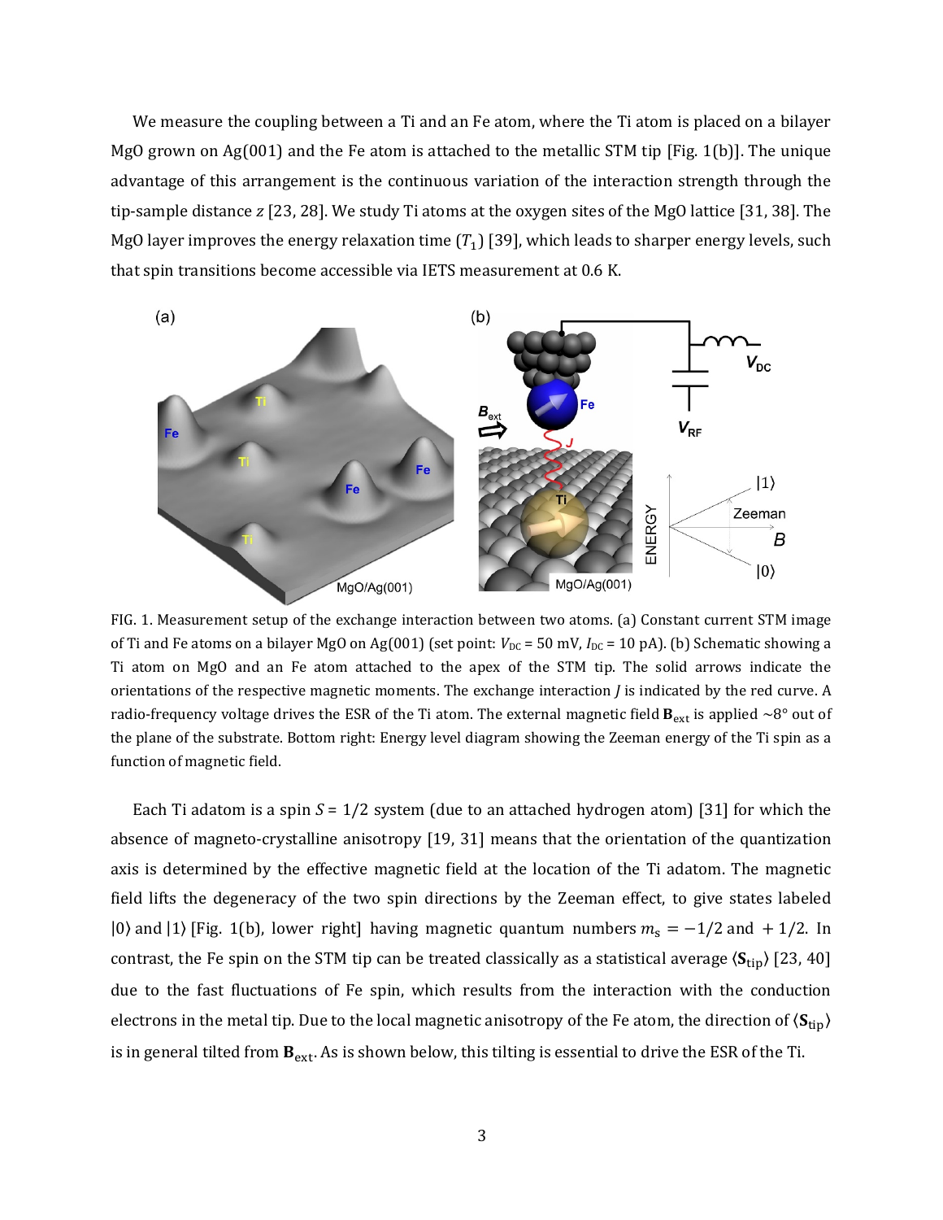We measure the coupling between a Ti and an Fe atom, where the Ti atom is placed on a bilayer MgO grown on Ag(001) and the Fe atom is attached to the metallic STM tip [Fig. 1(b)]. The unique advantage of this arrangement is the continuous variation of the interaction strength through the tip-sample distance $z$ [23, 28]. We study Ti atoms at the oxygen sites of the MgO lattice [31, 38]. The MgO layer improves the energy relaxation time ($T_1$) [39], which leads to sharper energy levels, such that spin transitions become accessible via IETS measurement at 0.6 K.

FIG. 1. Measurement setup of the exchange interaction between two atoms. (a) Constant current STM image of Ti and Fe atoms on a bilayer MgO on Ag(001) (set point: $V_{DC}$ = 50 mV, $I_{DC}$ = 10 pA). (b) Schematic showing a Ti atom on MgO and an Fe atom attached to the apex of the STM tip. The solid arrows indicate the orientations of the respective magnetic moments. The exchange interaction $J$ is indicated by the red curve. A radio-frequency voltage drives the ESR of the Ti atom. The external magnetic field $\mathbf{B}_{ext}$ is applied ~8° out of the plane of the substrate. Bottom right: Energy level diagram showing the Zeeman energy of the Ti spin as a function of magnetic field.

Each Ti adatom is a spin $S$ = 1/2 system (due to an attached hydrogen atom) [31] for which the absence of magneto-crystalline anisotropy [19, 31] means that the orientation of the quantization axis is determined by the effective magnetic field at the location of the Ti adatom. The magnetic field lifts the degeneracy of the two spin directions by the Zeeman effect, to give states labeled $|0\rangle$ and $|1\rangle$ [Fig. 1(b), lower right] having magnetic quantum numbers $m_s = -1/2$ and $+1/2$. In contrast, the Fe spin on the STM tip can be treated classically as a statistical average $\langle \mathbf{S}_{tip} \rangle$ [23, 40] due to the fast fluctuations of Fe spin, which results from the interaction with the conduction electrons in the metal tip. Due to the local magnetic anisotropy of the Fe atom, the direction of $\langle \mathbf{S}_{tip} \rangle$ is in general tilted from $\mathbf{B}_{ext}$. As is shown below, this tilting is essential to drive the ESR of the Ti.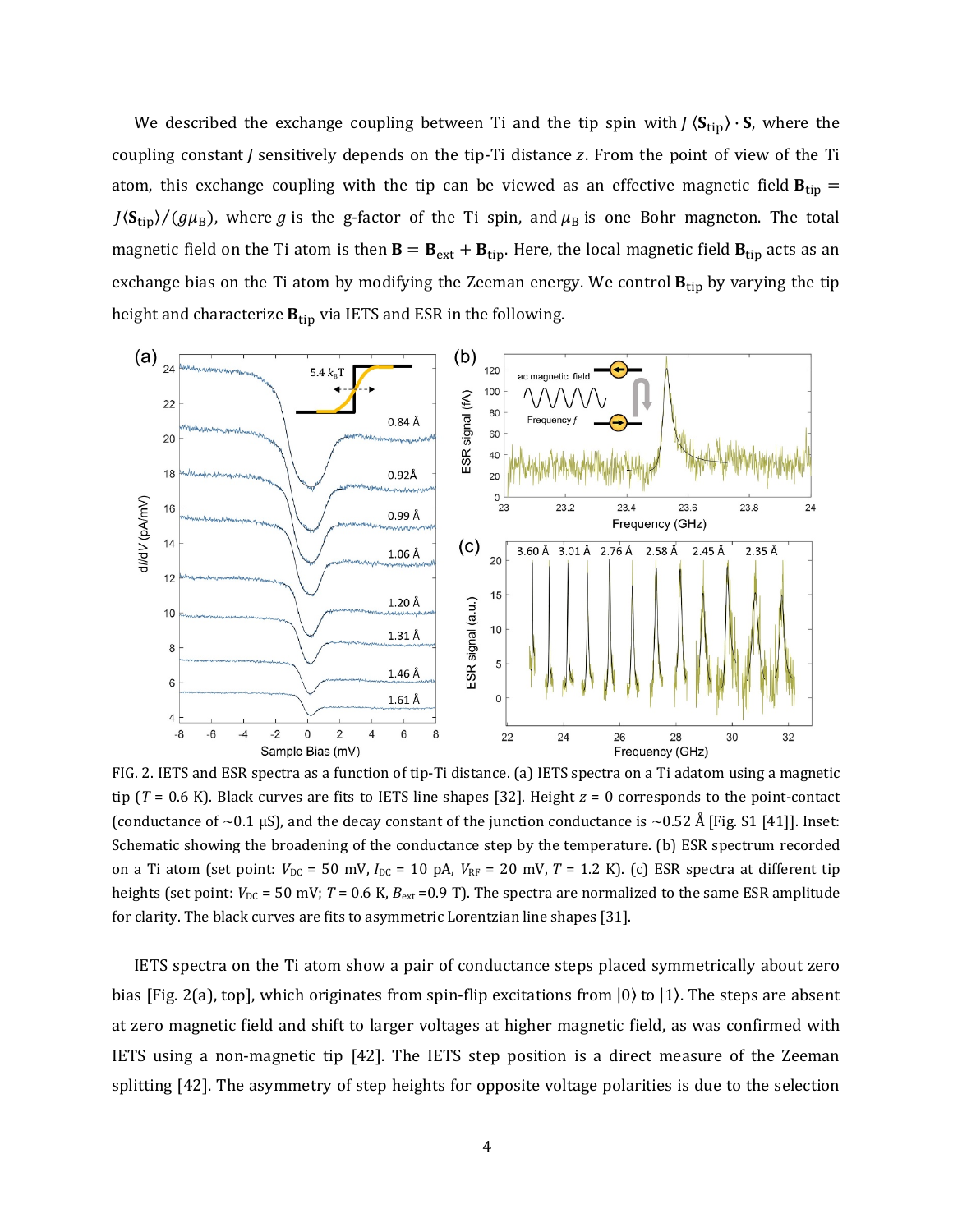We described the exchange coupling between Ti and the tip spin with $J\,\langle \mathbf{S}_{\text{tip}}\rangle \cdot \mathbf{S}$, where the coupling constant $J$ sensitively depends on the tip-Ti distance $z$. From the point of view of the Ti atom, this exchange coupling with the tip can be viewed as an effective magnetic field $\mathbf{B}_{\text{tip}} = J\langle \mathbf{S}_{\text{tip}}\rangle/(g\mu_{\text{B}})$, where $g$ is the g-factor of the Ti spin, and $\mu_{\text{B}}$ is one Bohr magneton. The total magnetic field on the Ti atom is then $\mathbf{B} = \mathbf{B}_{\text{ext}} + \mathbf{B}_{\text{tip}}$. Here, the local magnetic field $\mathbf{B}_{\text{tip}}$ acts as an exchange bias on the Ti atom by modifying the Zeeman energy. We control $\mathbf{B}_{\text{tip}}$ by varying the tip height and characterize $\mathbf{B}_{\text{tip}}$ via IETS and ESR in the following.

FIG. 2. IETS and ESR spectra as a function of tip-Ti distance. (a) IETS spectra on a Ti adatom using a magnetic tip ($T$ = 0.6 K). Black curves are fits to IETS line shapes [32]. Height $z$ = 0 corresponds to the point-contact (conductance of ~0.1 µS), and the decay constant of the junction conductance is ~0.52 Å [Fig. S1 [41]]. Inset: Schematic showing the broadening of the conductance step by the temperature. (b) ESR spectrum recorded on a Ti atom (set point: $V_{\text{DC}}$ = 50 mV, $I_{\text{DC}}$ = 10 pA, $V_{\text{RF}}$ = 20 mV, $T$ = 1.2 K). (c) ESR spectra at different tip heights (set point: $V_{\text{DC}}$ = 50 mV; $T$ = 0.6 K, $B_{\text{ext}}$ =0.9 T). The spectra are normalized to the same ESR amplitude for clarity. The black curves are fits to asymmetric Lorentzian line shapes [31].

IETS spectra on the Ti atom show a pair of conductance steps placed symmetrically about zero bias [Fig. 2(a), top], which originates from spin-flip excitations from $|0\rangle$ to $|1\rangle$. The steps are absent at zero magnetic field and shift to larger voltages at higher magnetic field, as was confirmed with IETS using a non-magnetic tip [42]. The IETS step position is a direct measure of the Zeeman splitting [42]. The asymmetry of step heights for opposite voltage polarities is due to the selection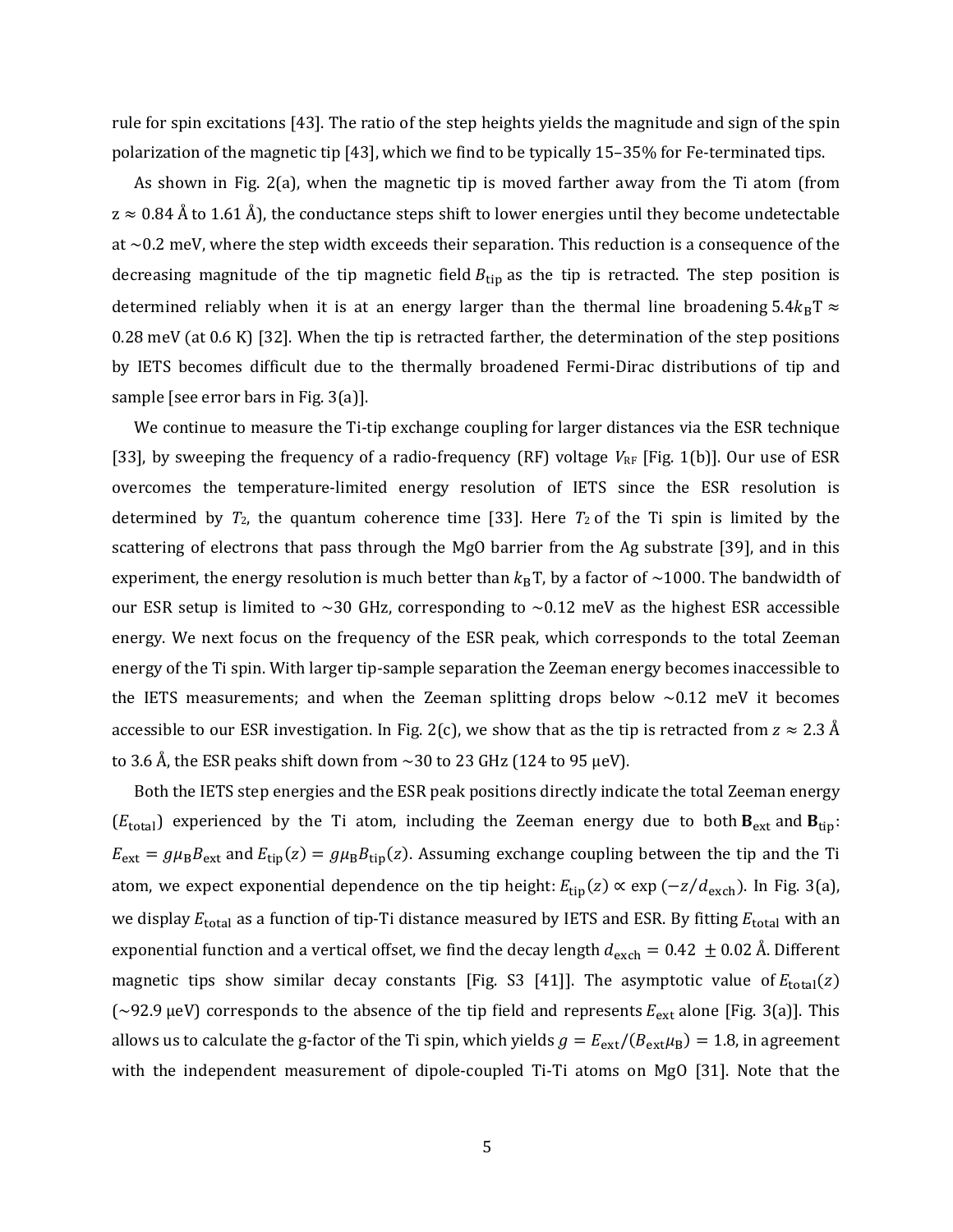rule for spin excitations [43]. The ratio of the step heights yields the magnitude and sign of the spin polarization of the magnetic tip [43], which we find to be typically 15–35% for Fe-terminated tips.

As shown in Fig. 2(a), when the magnetic tip is moved farther away from the Ti atom (from $z \approx 0.84$ Å to 1.61 Å), the conductance steps shift to lower energies until they become undetectable at ~0.2 meV, where the step width exceeds their separation. This reduction is a consequence of the decreasing magnitude of the tip magnetic field $B_{\text{tip}}$ as the tip is retracted. The step position is determined reliably when it is at an energy larger than the thermal line broadening $5.4k_{\text{B}}\text{T} \approx 0.28$ meV (at 0.6 K) [32]. When the tip is retracted farther, the determination of the step positions by IETS becomes difficult due to the thermally broadened Fermi-Dirac distributions of tip and sample [see error bars in Fig. 3(a)].

We continue to measure the Ti-tip exchange coupling for larger distances via the ESR technique [33], by sweeping the frequency of a radio-frequency (RF) voltage $V_{\text{RF}}$ [Fig. 1(b)]. Our use of ESR overcomes the temperature-limited energy resolution of IETS since the ESR resolution is determined by $T_2$, the quantum coherence time [33]. Here $T_2$ of the Ti spin is limited by the scattering of electrons that pass through the MgO barrier from the Ag substrate [39], and in this experiment, the energy resolution is much better than $k_{\text{B}}\text{T}$, by a factor of ~1000. The bandwidth of our ESR setup is limited to ~30 GHz, corresponding to ~0.12 meV as the highest ESR accessible energy. We next focus on the frequency of the ESR peak, which corresponds to the total Zeeman energy of the Ti spin. With larger tip-sample separation the Zeeman energy becomes inaccessible to the IETS measurements; and when the Zeeman splitting drops below ~0.12 meV it becomes accessible to our ESR investigation. In Fig. 2(c), we show that as the tip is retracted from $z \approx 2.3$ Å to 3.6 Å, the ESR peaks shift down from ~30 to 23 GHz (124 to 95 μeV).

Both the IETS step energies and the ESR peak positions directly indicate the total Zeeman energy ($E_{\text{total}}$) experienced by the Ti atom, including the Zeeman energy due to both $\mathbf{B}_{\text{ext}}$ and $\mathbf{B}_{\text{tip}}$: $E_{\text{ext}} = g\mu_{\text{B}}B_{\text{ext}}$ and $E_{\text{tip}}(z) = g\mu_{\text{B}}B_{\text{tip}}(z)$. Assuming exchange coupling between the tip and the Ti atom, we expect exponential dependence on the tip height: $E_{\text{tip}}(z) \propto \exp(-z/d_{\text{exch}})$. In Fig. 3(a), we display $E_{\text{total}}$ as a function of tip-Ti distance measured by IETS and ESR. By fitting $E_{\text{total}}$ with an exponential function and a vertical offset, we find the decay length $d_{\text{exch}} = 0.42 \pm 0.02$ Å. Different magnetic tips show similar decay constants [Fig. S3 [41]]. The asymptotic value of $E_{\text{total}}(z)$ (~92.9 μeV) corresponds to the absence of the tip field and represents $E_{\text{ext}}$ alone [Fig. 3(a)]. This allows us to calculate the g-factor of the Ti spin, which yields $g = E_{\text{ext}}/(B_{\text{ext}}\mu_{\text{B}}) = 1.8$, in agreement with the independent measurement of dipole-coupled Ti-Ti atoms on MgO [31]. Note that the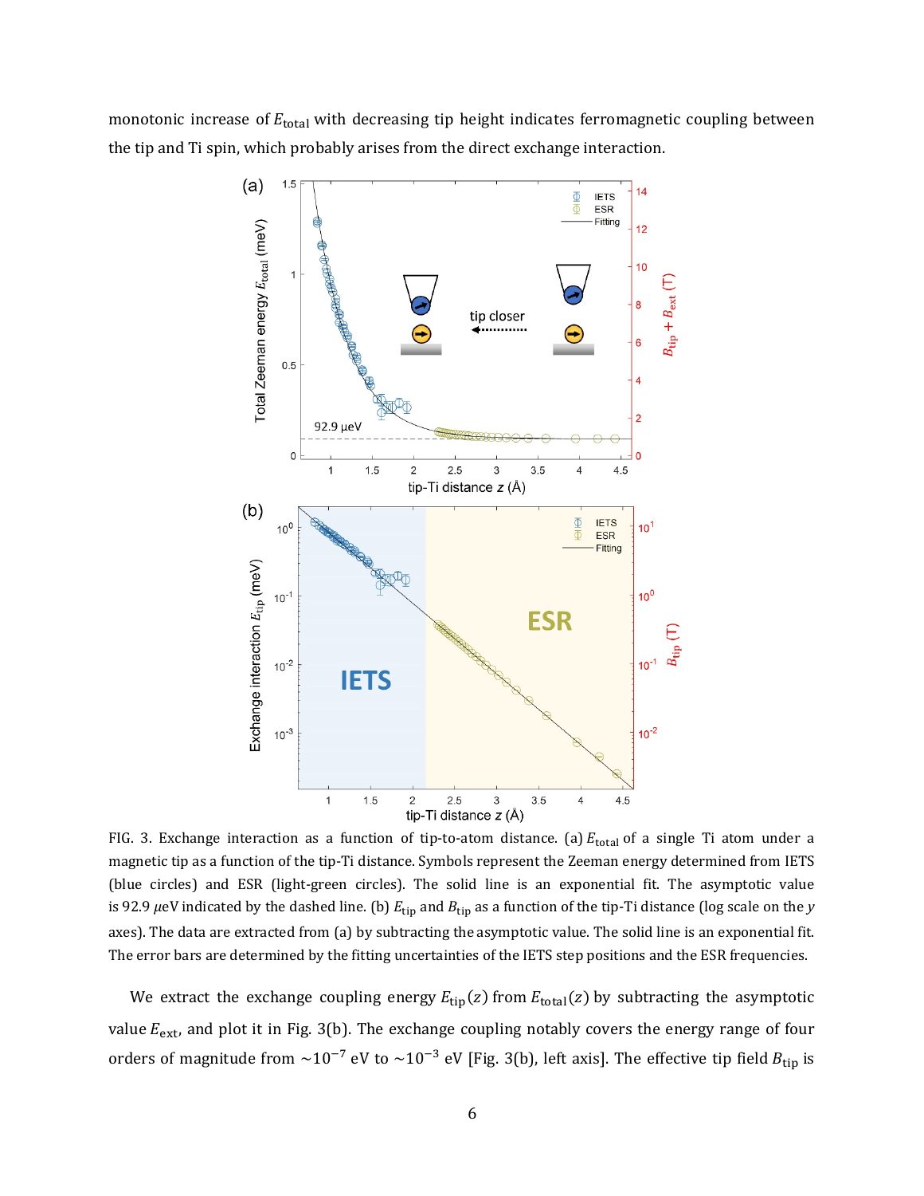monotonic increase of $E_{\text{total}}$ with decreasing tip height indicates ferromagnetic coupling between the tip and Ti spin, which probably arises from the direct exchange interaction.

FIG. 3. Exchange interaction as a function of tip-to-atom distance. (a) $E_{\text{total}}$ of a single Ti atom under a magnetic tip as a function of the tip-Ti distance. Symbols represent the Zeeman energy determined from IETS (blue circles) and ESR (light-green circles). The solid line is an exponential fit. The asymptotic value is 92.9 $\mu$eV indicated by the dashed line. (b) $E_{\text{tip}}$ and $B_{\text{tip}}$ as a function of the tip-Ti distance (log scale on the $y$ axes). The data are extracted from (a) by subtracting the asymptotic value. The solid line is an exponential fit. The error bars are determined by the fitting uncertainties of the IETS step positions and the ESR frequencies.

We extract the exchange coupling energy $E_{\text{tip}}(z)$ from $E_{\text{total}}(z)$ by subtracting the asymptotic value $E_{\text{ext}}$, and plot it in Fig. 3(b). The exchange coupling notably covers the energy range of four orders of magnitude from $\sim 10^{-7}$ eV to $\sim 10^{-3}$ eV [Fig. 3(b), left axis]. The effective tip field $B_{\text{tip}}$ is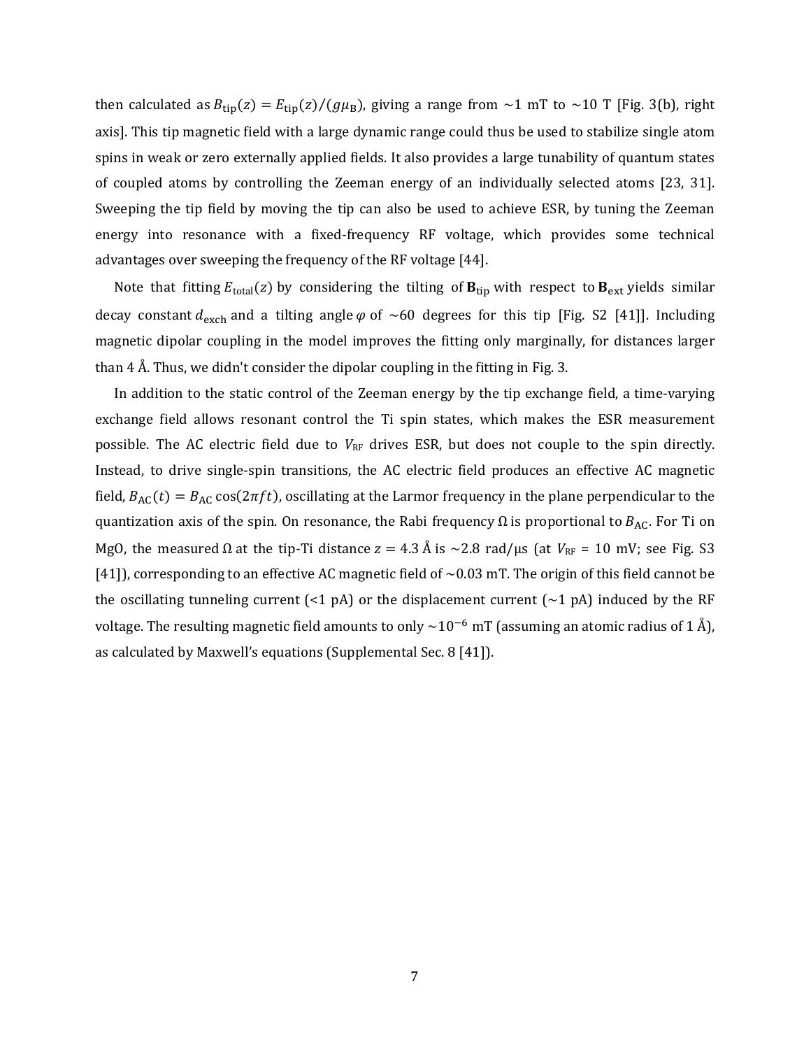then calculated as $B_{\text{tip}}(z) = E_{\text{tip}}(z)/(g\mu_{\text{B}})$, giving a range from ~1 mT to ~10 T [Fig. 3(b), right axis]. This tip magnetic field with a large dynamic range could thus be used to stabilize single atom spins in weak or zero externally applied fields. It also provides a large tunability of quantum states of coupled atoms by controlling the Zeeman energy of an individually selected atoms [23, 31]. Sweeping the tip field by moving the tip can also be used to achieve ESR, by tuning the Zeeman energy into resonance with a fixed-frequency RF voltage, which provides some technical advantages over sweeping the frequency of the RF voltage [44].

Note that fitting $E_{\text{total}}(z)$ by considering the tilting of $\mathbf{B}_{\text{tip}}$ with respect to $\mathbf{B}_{\text{ext}}$ yields similar decay constant $d_{\text{exch}}$ and a tilting angle $\varphi$ of ~60 degrees for this tip [Fig. S2 [41]]. Including magnetic dipolar coupling in the model improves the fitting only marginally, for distances larger than 4 Å. Thus, we didn't consider the dipolar coupling in the fitting in Fig. 3.

In addition to the static control of the Zeeman energy by the tip exchange field, a time-varying exchange field allows resonant control the Ti spin states, which makes the ESR measurement possible. The AC electric field due to $V_{\text{RF}}$ drives ESR, but does not couple to the spin directly. Instead, to drive single-spin transitions, the AC electric field produces an effective AC magnetic field, $B_{\text{AC}}(t) = B_{\text{AC}} \cos(2\pi f t)$, oscillating at the Larmor frequency in the plane perpendicular to the quantization axis of the spin. On resonance, the Rabi frequency $\Omega$ is proportional to $B_{\text{AC}}$. For Ti on MgO, the measured $\Omega$ at the tip-Ti distance $z = 4.3$ Å is ~2.8 rad/μs (at $V_{\text{RF}}$ = 10 mV; see Fig. S3 [41]), corresponding to an effective AC magnetic field of ~0.03 mT. The origin of this field cannot be the oscillating tunneling current (<1 pA) or the displacement current (~1 pA) induced by the RF voltage. The resulting magnetic field amounts to only ~$10^{-6}$ mT (assuming an atomic radius of 1 Å), as calculated by Maxwell's equations (Supplemental Sec. 8 [41]).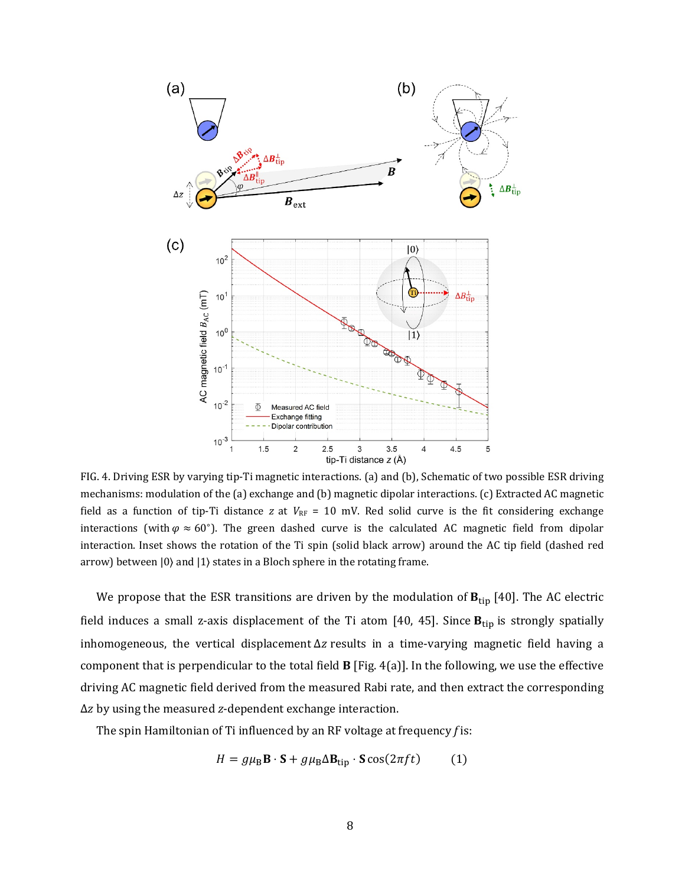FIG. 4. Driving ESR by varying tip-Ti magnetic interactions. (a) and (b), Schematic of two possible ESR driving mechanisms: modulation of the (a) exchange and (b) magnetic dipolar interactions. (c) Extracted AC magnetic field as a function of tip-Ti distance $z$ at $V_{\mathrm{RF}}$ = 10 mV. Red solid curve is the fit considering exchange interactions (with $\varphi \approx 60°$). The green dashed curve is the calculated AC magnetic field from dipolar interaction. Inset shows the rotation of the Ti spin (solid black arrow) around the AC tip field (dashed red arrow) between $|0\rangle$ and $|1\rangle$ states in a Bloch sphere in the rotating frame.

We propose that the ESR transitions are driven by the modulation of $\mathbf{B}_{\mathrm{tip}}$ [40]. The AC electric field induces a small z-axis displacement of the Ti atom [40, 45]. Since $\mathbf{B}_{\mathrm{tip}}$ is strongly spatially inhomogeneous, the vertical displacement $\Delta z$ results in a time-varying magnetic field having a component that is perpendicular to the total field $\mathbf{B}$ [Fig. 4(a)]. In the following, we use the effective driving AC magnetic field derived from the measured Rabi rate, and then extract the corresponding $\Delta z$ by using the measured $z$-dependent exchange interaction.

The spin Hamiltonian of Ti influenced by an RF voltage at frequency $f$ is:

$$H = g\mu_{\mathrm{B}}\mathbf{B}\cdot\mathbf{S} + g\mu_{\mathrm{B}}\Delta\mathbf{B}_{\mathrm{tip}}\cdot\mathbf{S}\cos(2\pi f t) \qquad (1)$$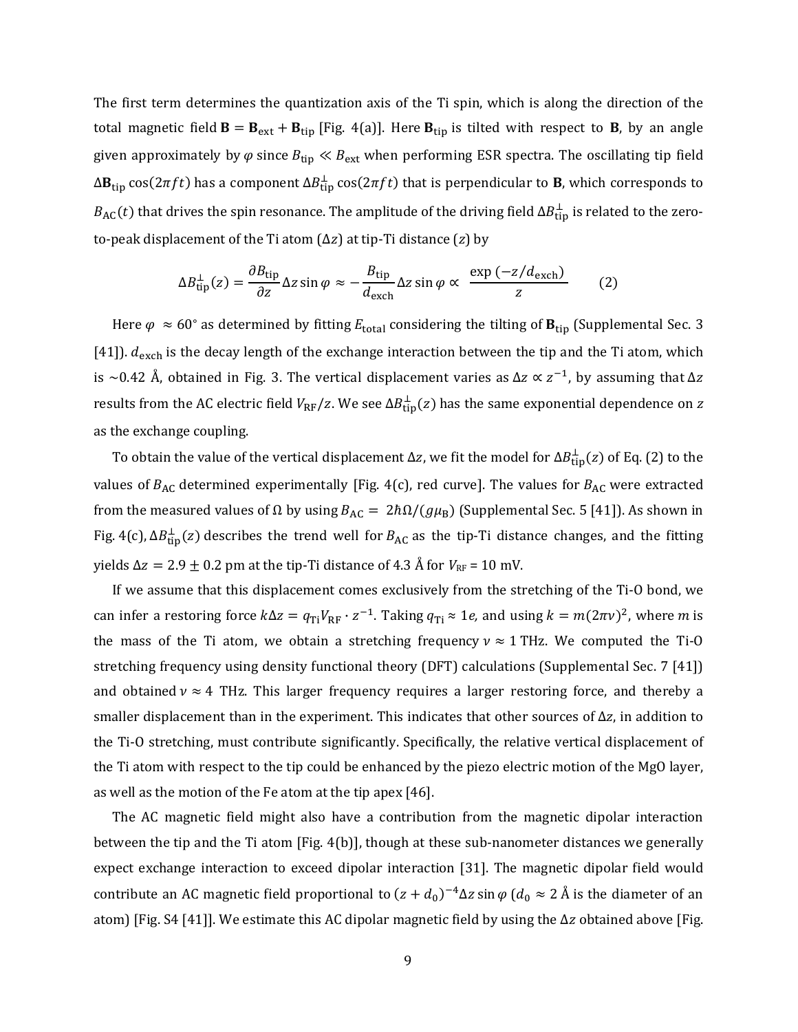The first term determines the quantization axis of the Ti spin, which is along the direction of the total magnetic field $\mathbf{B} = \mathbf{B}_{\text{ext}} + \mathbf{B}_{\text{tip}}$ [Fig. 4(a)]. Here $\mathbf{B}_{\text{tip}}$ is tilted with respect to $\mathbf{B}$, by an angle given approximately by $\varphi$ since $B_{\text{tip}} \ll B_{\text{ext}}$ when performing ESR spectra. The oscillating tip field $\Delta\mathbf{B}_{\text{tip}} \cos(2\pi f t)$ has a component $\Delta B_{\text{tip}}^{\perp} \cos(2\pi f t)$ that is perpendicular to $\mathbf{B}$, which corresponds to $B_{\text{AC}}(t)$ that drives the spin resonance. The amplitude of the driving field $\Delta B_{\text{tip}}^{\perp}$ is related to the zero-to-peak displacement of the Ti atom ($\Delta z$) at tip-Ti distance ($z$) by

$$\Delta B_{\text{tip}}^{\perp}(z) = \frac{\partial B_{\text{tip}}}{\partial z} \Delta z \sin\varphi \approx -\frac{B_{\text{tip}}}{d_{\text{exch}}} \Delta z \sin\varphi \propto \frac{\exp(-z/d_{\text{exch}})}{z} \qquad (2)$$

Here $\varphi \approx 60^\circ$ as determined by fitting $E_{\text{total}}$ considering the tilting of $\mathbf{B}_{\text{tip}}$ (Supplemental Sec. 3 [41]). $d_{\text{exch}}$ is the decay length of the exchange interaction between the tip and the Ti atom, which is ~0.42 Å, obtained in Fig. 3. The vertical displacement varies as $\Delta z \propto z^{-1}$, by assuming that $\Delta z$ results from the AC electric field $V_{\text{RF}}/z$. We see $\Delta B_{\text{tip}}^{\perp}(z)$ has the same exponential dependence on $z$ as the exchange coupling.

To obtain the value of the vertical displacement $\Delta z$, we fit the model for $\Delta B_{\text{tip}}^{\perp}(z)$ of Eq. (2) to the values of $B_{\text{AC}}$ determined experimentally [Fig. 4(c), red curve]. The values for $B_{\text{AC}}$ were extracted from the measured values of $\Omega$ by using $B_{\text{AC}} = 2\hbar\Omega/(g\mu_{\text{B}})$ (Supplemental Sec. 5 [41]). As shown in Fig. 4(c), $\Delta B_{\text{tip}}^{\perp}(z)$ describes the trend well for $B_{\text{AC}}$ as the tip-Ti distance changes, and the fitting yields $\Delta z = 2.9 \pm 0.2$ pm at the tip-Ti distance of 4.3 Å for $V_{\text{RF}}$ = 10 mV.

If we assume that this displacement comes exclusively from the stretching of the Ti-O bond, we can infer a restoring force $k\Delta z = q_{\text{Ti}} V_{\text{RF}} \cdot z^{-1}$. Taking $q_{\text{Ti}} \approx 1e$, and using $k = m(2\pi\nu)^2$, where $m$ is the mass of the Ti atom, we obtain a stretching frequency $\nu \approx 1$ THz. We computed the Ti-O stretching frequency using density functional theory (DFT) calculations (Supplemental Sec. 7 [41]) and obtained $\nu \approx 4$ THz. This larger frequency requires a larger restoring force, and thereby a smaller displacement than in the experiment. This indicates that other sources of $\Delta z$, in addition to the Ti-O stretching, must contribute significantly. Specifically, the relative vertical displacement of the Ti atom with respect to the tip could be enhanced by the piezo electric motion of the MgO layer, as well as the motion of the Fe atom at the tip apex [46].

The AC magnetic field might also have a contribution from the magnetic dipolar interaction between the tip and the Ti atom [Fig. 4(b)], though at these sub-nanometer distances we generally expect exchange interaction to exceed dipolar interaction [31]. The magnetic dipolar field would contribute an AC magnetic field proportional to $(z + d_0)^{-4} \Delta z \sin\varphi$ ($d_0 \approx 2$ Å is the diameter of an atom) [Fig. S4 [41]]. We estimate this AC dipolar magnetic field by using the $\Delta z$ obtained above [Fig.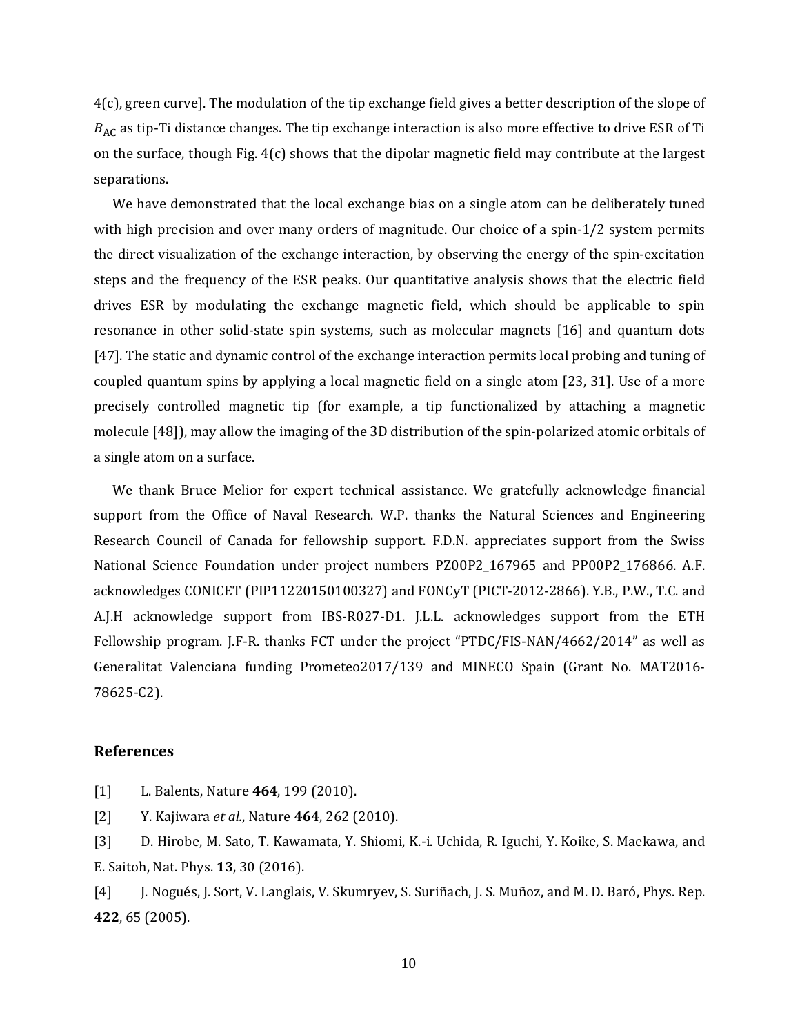4(c), green curve]. The modulation of the tip exchange field gives a better description of the slope of $B_{\mathrm{AC}}$ as tip-Ti distance changes. The tip exchange interaction is also more effective to drive ESR of Ti on the surface, though Fig. 4(c) shows that the dipolar magnetic field may contribute at the largest separations.

We have demonstrated that the local exchange bias on a single atom can be deliberately tuned with high precision and over many orders of magnitude. Our choice of a spin-1/2 system permits the direct visualization of the exchange interaction, by observing the energy of the spin-excitation steps and the frequency of the ESR peaks. Our quantitative analysis shows that the electric field drives ESR by modulating the exchange magnetic field, which should be applicable to spin resonance in other solid-state spin systems, such as molecular magnets [16] and quantum dots [47]. The static and dynamic control of the exchange interaction permits local probing and tuning of coupled quantum spins by applying a local magnetic field on a single atom [23, 31]. Use of a more precisely controlled magnetic tip (for example, a tip functionalized by attaching a magnetic molecule [48]), may allow the imaging of the 3D distribution of the spin-polarized atomic orbitals of a single atom on a surface.

We thank Bruce Melior for expert technical assistance. We gratefully acknowledge financial support from the Office of Naval Research. W.P. thanks the Natural Sciences and Engineering Research Council of Canada for fellowship support. F.D.N. appreciates support from the Swiss National Science Foundation under project numbers PZ00P2_167965 and PP00P2_176866. A.F. acknowledges CONICET (PIP11220150100327) and FONCyT (PICT-2012-2866). Y.B., P.W., T.C. and A.J.H acknowledge support from IBS-R027-D1. J.L.L. acknowledges support from the ETH Fellowship program. J.F-R. thanks FCT under the project "PTDC/FIS-NAN/4662/2014" as well as Generalitat Valenciana funding Prometeo2017/139 and MINECO Spain (Grant No. MAT2016-78625-C2).

## References

[1] L. Balents, Nature **464**, 199 (2010).

[2] Y. Kajiwara *et al.*, Nature **464**, 262 (2010).

[3] D. Hirobe, M. Sato, T. Kawamata, Y. Shiomi, K.-i. Uchida, R. Iguchi, Y. Koike, S. Maekawa, and E. Saitoh, Nat. Phys. **13**, 30 (2016).

[4] J. Nogués, J. Sort, V. Langlais, V. Skumryev, S. Suriñach, J. S. Muñoz, and M. D. Baró, Phys. Rep. **422**, 65 (2005).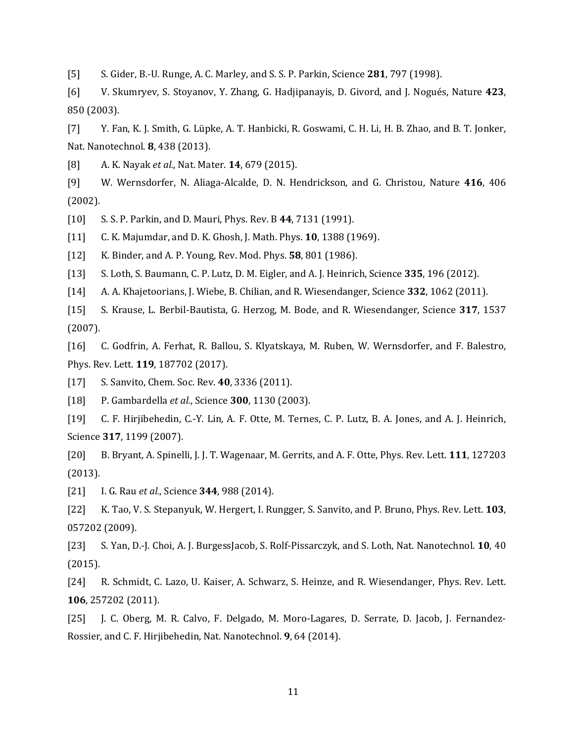[5] S. Gider, B.-U. Runge, A. C. Marley, and S. S. P. Parkin, Science **281**, 797 (1998).

[6] V. Skumryev, S. Stoyanov, Y. Zhang, G. Hadjipanayis, D. Givord, and J. Nogués, Nature **423**, 850 (2003).

[7] Y. Fan, K. J. Smith, G. Lüpke, A. T. Hanbicki, R. Goswami, C. H. Li, H. B. Zhao, and B. T. Jonker, Nat. Nanotechnol. **8**, 438 (2013).

[8] A. K. Nayak *et al.*, Nat. Mater. **14**, 679 (2015).

[9] W. Wernsdorfer, N. Aliaga-Alcalde, D. N. Hendrickson, and G. Christou, Nature **416**, 406 (2002).

[10] S. S. P. Parkin, and D. Mauri, Phys. Rev. B **44**, 7131 (1991).

[11] C. K. Majumdar, and D. K. Ghosh, J. Math. Phys. **10**, 1388 (1969).

[12] K. Binder, and A. P. Young, Rev. Mod. Phys. **58**, 801 (1986).

[13] S. Loth, S. Baumann, C. P. Lutz, D. M. Eigler, and A. J. Heinrich, Science **335**, 196 (2012).

[14] A. A. Khajetoorians, J. Wiebe, B. Chilian, and R. Wiesendanger, Science **332**, 1062 (2011).

[15] S. Krause, L. Berbil-Bautista, G. Herzog, M. Bode, and R. Wiesendanger, Science **317**, 1537 (2007).

[16] C. Godfrin, A. Ferhat, R. Ballou, S. Klyatskaya, M. Ruben, W. Wernsdorfer, and F. Balestro, Phys. Rev. Lett. **119**, 187702 (2017).

[17] S. Sanvito, Chem. Soc. Rev. **40**, 3336 (2011).

[18] P. Gambardella *et al.*, Science **300**, 1130 (2003).

[19] C. F. Hirjibehedin, C.-Y. Lin, A. F. Otte, M. Ternes, C. P. Lutz, B. A. Jones, and A. J. Heinrich, Science **317**, 1199 (2007).

[20] B. Bryant, A. Spinelli, J. J. T. Wagenaar, M. Gerrits, and A. F. Otte, Phys. Rev. Lett. **111**, 127203 (2013).

[21] I. G. Rau *et al.*, Science **344**, 988 (2014).

[22] K. Tao, V. S. Stepanyuk, W. Hergert, I. Rungger, S. Sanvito, and P. Bruno, Phys. Rev. Lett. **103**, 057202 (2009).

[23] S. Yan, D.-J. Choi, A. J. BurgessJacob, S. Rolf-Pissarczyk, and S. Loth, Nat. Nanotechnol. **10**, 40 (2015).

[24] R. Schmidt, C. Lazo, U. Kaiser, A. Schwarz, S. Heinze, and R. Wiesendanger, Phys. Rev. Lett. **106**, 257202 (2011).

[25] J. C. Oberg, M. R. Calvo, F. Delgado, M. Moro-Lagares, D. Serrate, D. Jacob, J. Fernandez-Rossier, and C. F. Hirjibehedin, Nat. Nanotechnol. **9**, 64 (2014).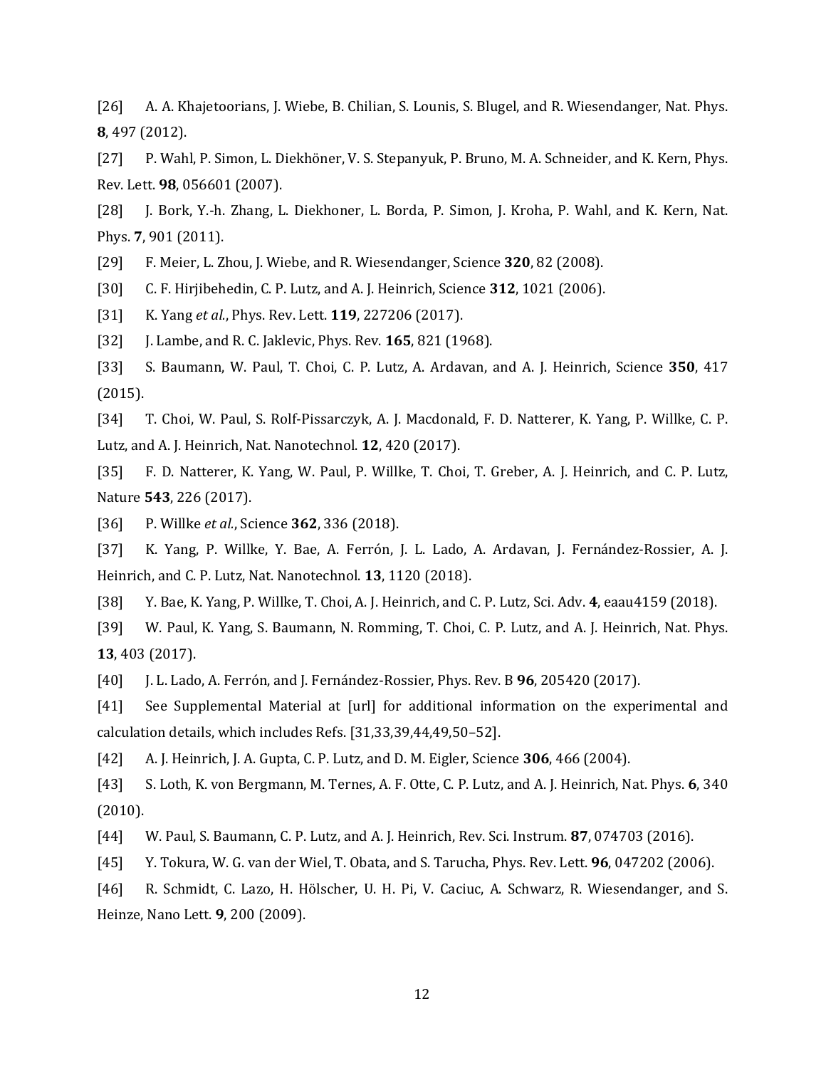[26] A. A. Khajetoorians, J. Wiebe, B. Chilian, S. Lounis, S. Blugel, and R. Wiesendanger, Nat. Phys. **8**, 497 (2012).

[27] P. Wahl, P. Simon, L. Diekhöner, V. S. Stepanyuk, P. Bruno, M. A. Schneider, and K. Kern, Phys. Rev. Lett. **98**, 056601 (2007).

[28] J. Bork, Y.-h. Zhang, L. Diekhoner, L. Borda, P. Simon, J. Kroha, P. Wahl, and K. Kern, Nat. Phys. **7**, 901 (2011).

[29] F. Meier, L. Zhou, J. Wiebe, and R. Wiesendanger, Science **320**, 82 (2008).

[30] C. F. Hirjibehedin, C. P. Lutz, and A. J. Heinrich, Science **312**, 1021 (2006).

[31] K. Yang *et al.*, Phys. Rev. Lett. **119**, 227206 (2017).

[32] J. Lambe, and R. C. Jaklevic, Phys. Rev. **165**, 821 (1968).

[33] S. Baumann, W. Paul, T. Choi, C. P. Lutz, A. Ardavan, and A. J. Heinrich, Science **350**, 417 (2015).

[34] T. Choi, W. Paul, S. Rolf-Pissarczyk, A. J. Macdonald, F. D. Natterer, K. Yang, P. Willke, C. P. Lutz, and A. J. Heinrich, Nat. Nanotechnol. **12**, 420 (2017).

[35] F. D. Natterer, K. Yang, W. Paul, P. Willke, T. Choi, T. Greber, A. J. Heinrich, and C. P. Lutz, Nature **543**, 226 (2017).

[36] P. Willke *et al.*, Science **362**, 336 (2018).

[37] K. Yang, P. Willke, Y. Bae, A. Ferrón, J. L. Lado, A. Ardavan, J. Fernández-Rossier, A. J. Heinrich, and C. P. Lutz, Nat. Nanotechnol. **13**, 1120 (2018).

[38] Y. Bae, K. Yang, P. Willke, T. Choi, A. J. Heinrich, and C. P. Lutz, Sci. Adv. **4**, eaau4159 (2018).

[39] W. Paul, K. Yang, S. Baumann, N. Romming, T. Choi, C. P. Lutz, and A. J. Heinrich, Nat. Phys. **13**, 403 (2017).

[40] J. L. Lado, A. Ferrón, and J. Fernández-Rossier, Phys. Rev. B **96**, 205420 (2017).

[41] See Supplemental Material at [url] for additional information on the experimental and calculation details, which includes Refs. [31,33,39,44,49,50–52].

[42] A. J. Heinrich, J. A. Gupta, C. P. Lutz, and D. M. Eigler, Science **306**, 466 (2004).

[43] S. Loth, K. von Bergmann, M. Ternes, A. F. Otte, C. P. Lutz, and A. J. Heinrich, Nat. Phys. **6**, 340 (2010).

[44] W. Paul, S. Baumann, C. P. Lutz, and A. J. Heinrich, Rev. Sci. Instrum. **87**, 074703 (2016).

[45] Y. Tokura, W. G. van der Wiel, T. Obata, and S. Tarucha, Phys. Rev. Lett. **96**, 047202 (2006).

[46] R. Schmidt, C. Lazo, H. Hölscher, U. H. Pi, V. Caciuc, A. Schwarz, R. Wiesendanger, and S. Heinze, Nano Lett. **9**, 200 (2009).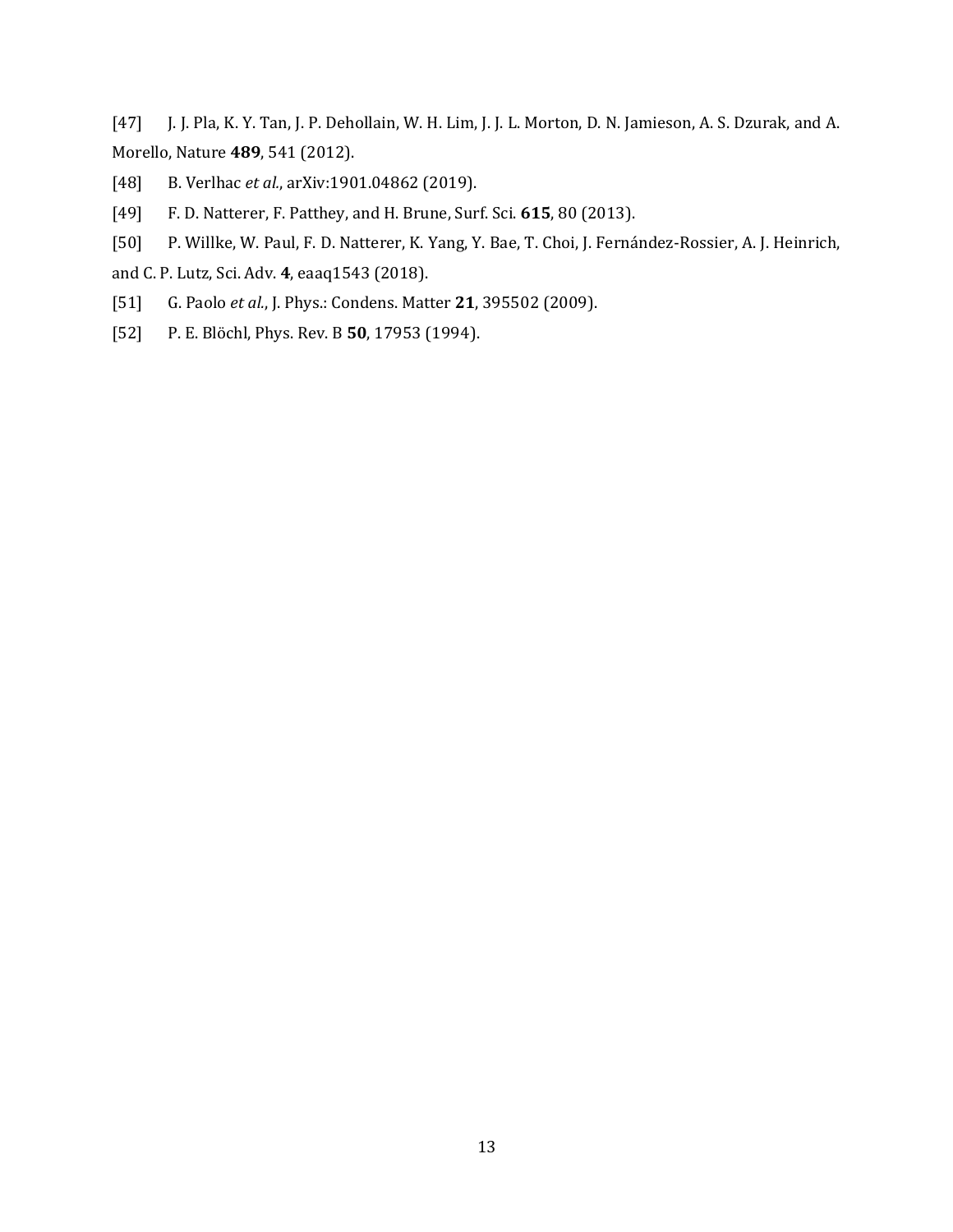[47] J. J. Pla, K. Y. Tan, J. P. Dehollain, W. H. Lim, J. J. L. Morton, D. N. Jamieson, A. S. Dzurak, and A. Morello, Nature **489**, 541 (2012).

[48] B. Verlhac *et al.*, arXiv:1901.04862 (2019).

[49] F. D. Natterer, F. Patthey, and H. Brune, Surf. Sci. **615**, 80 (2013).

[50] P. Willke, W. Paul, F. D. Natterer, K. Yang, Y. Bae, T. Choi, J. Fernández-Rossier, A. J. Heinrich, and C. P. Lutz, Sci. Adv. **4**, eaaq1543 (2018).

[51] G. Paolo *et al.*, J. Phys.: Condens. Matter **21**, 395502 (2009).

[52] P. E. Blöchl, Phys. Rev. B **50**, 17953 (1994).